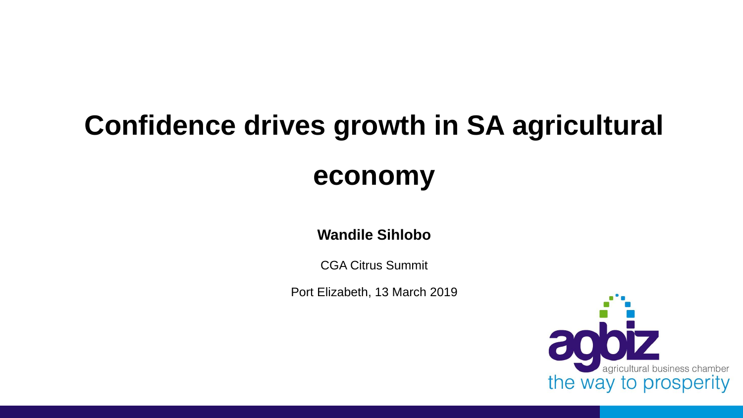# Confidence drives growth in SA agricultural economy

**Wandile Sihlobo**

CGA Citrus Summit

Port Elizabeth, 13 March 2019

agbiz
agricultural business chamber
the way to prosperity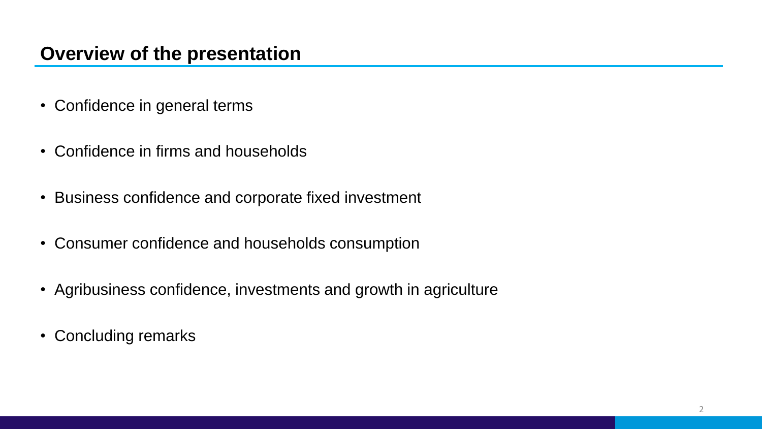## Overview of the presentation

- Confidence in general terms
- Confidence in firms and households
- Business confidence and corporate fixed investment
- Consumer confidence and households consumption
- Agribusiness confidence, investments and growth in agriculture
- Concluding remarks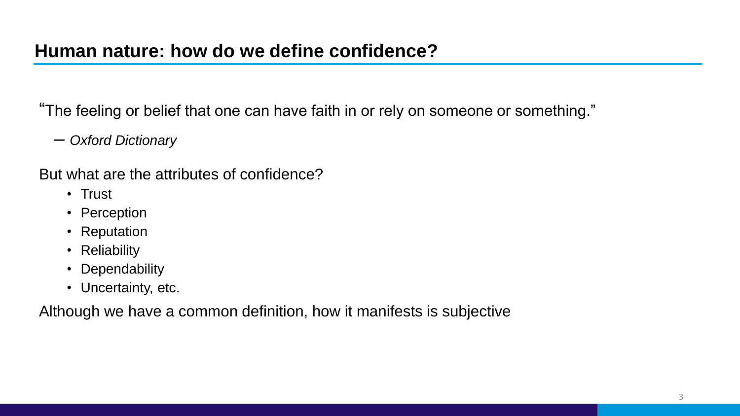## Human nature: how do we define confidence?

"The feeling or belief that one can have faith in or rely on someone or something."

– *Oxford Dictionary*

But what are the attributes of confidence?

- Trust
- Perception
- Reputation
- Reliability
- Dependability
- Uncertainty, etc.

Although we have a common definition, how it manifests is subjective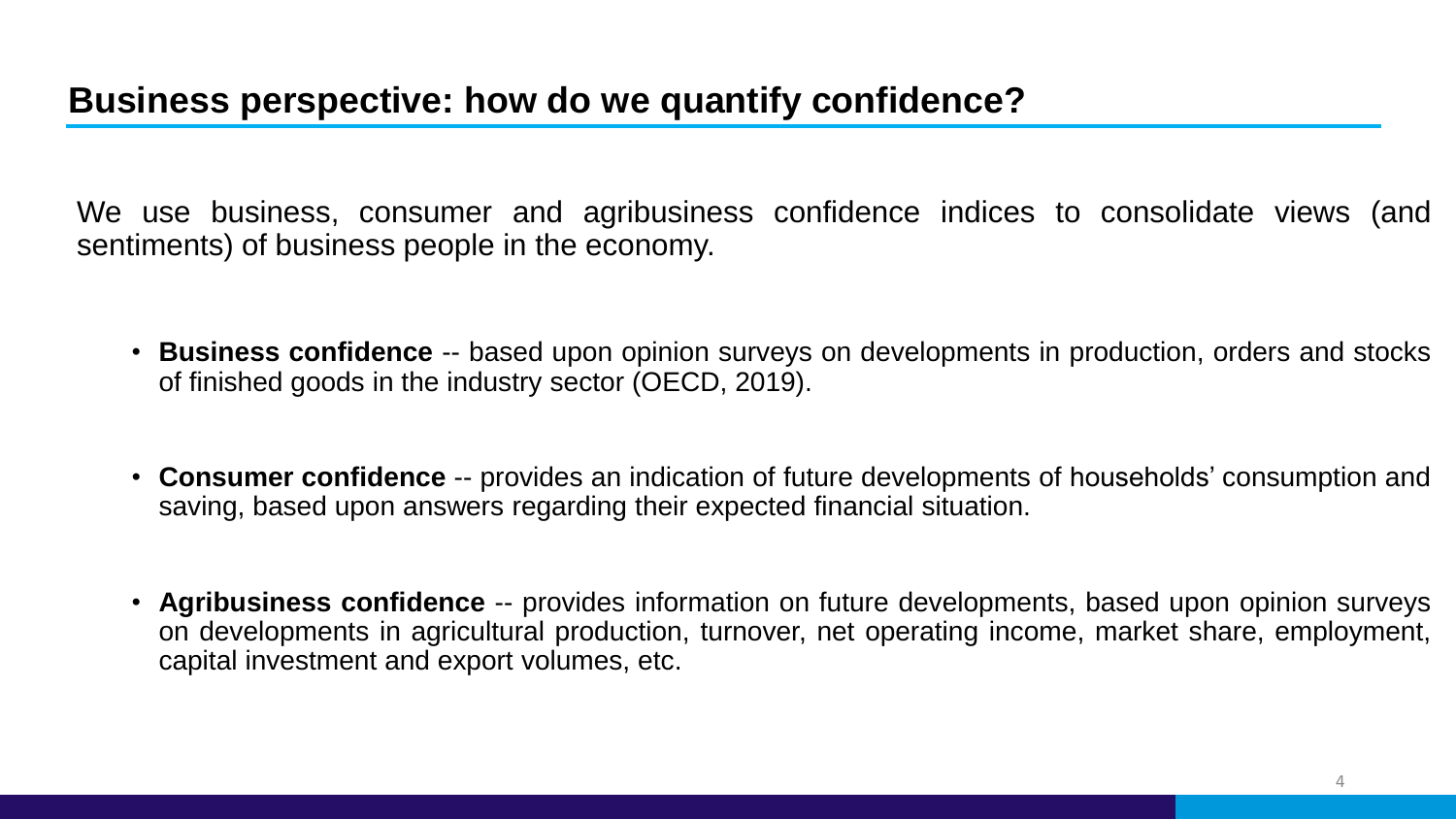## Business perspective: how do we quantify confidence?

We use business, consumer and agribusiness confidence indices to consolidate views (and sentiments) of business people in the economy.

- **Business confidence** -- based upon opinion surveys on developments in production, orders and stocks of finished goods in the industry sector (OECD, 2019).
- **Consumer confidence** -- provides an indication of future developments of households' consumption and saving, based upon answers regarding their expected financial situation.
- **Agribusiness confidence** -- provides information on future developments, based upon opinion surveys on developments in agricultural production, turnover, net operating income, market share, employment, capital investment and export volumes, etc.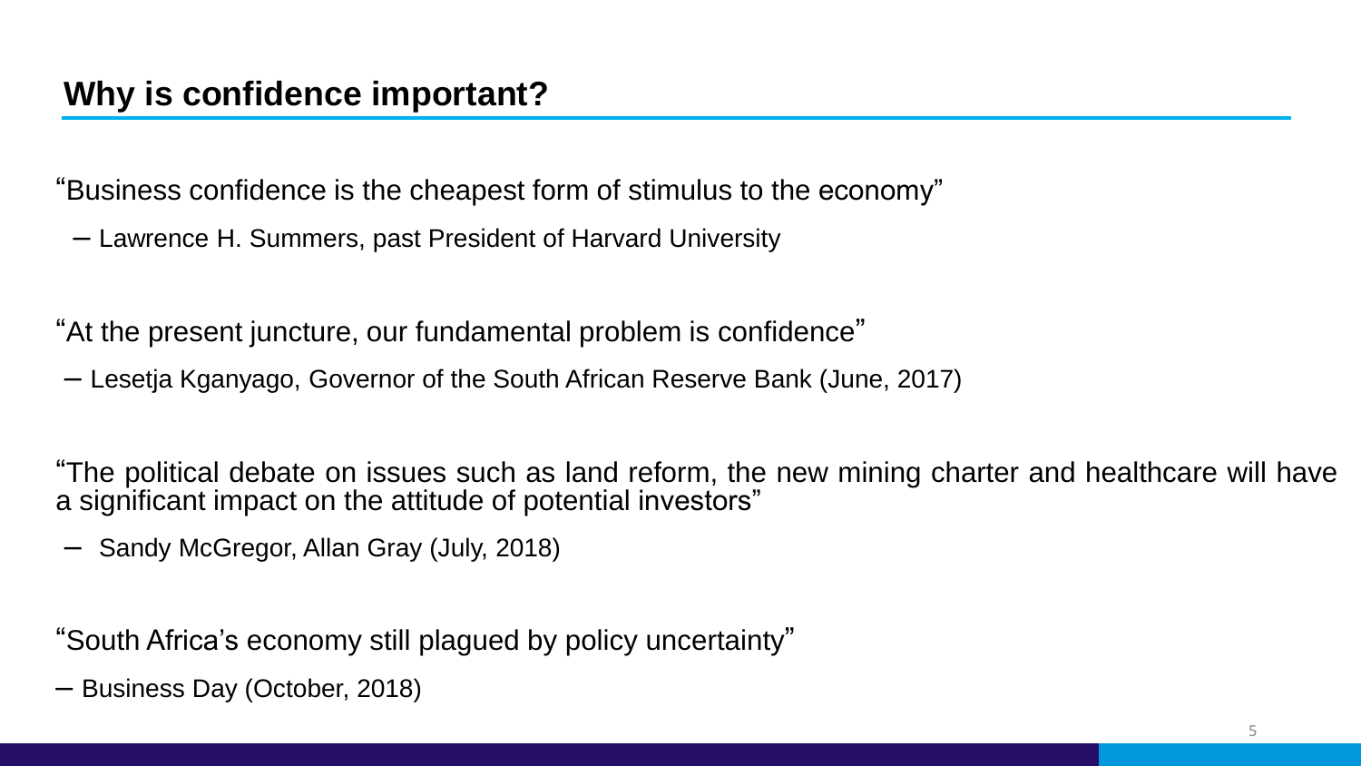## Why is confidence important?

"Business confidence is the cheapest form of stimulus to the economy"

– Lawrence H. Summers, past President of Harvard University

"At the present juncture, our fundamental problem is confidence"

– Lesetja Kganyago, Governor of the South African Reserve Bank (June, 2017)

"The political debate on issues such as land reform, the new mining charter and healthcare will have a significant impact on the attitude of potential investors"

– Sandy McGregor, Allan Gray (July, 2018)

"South Africa's economy still plagued by policy uncertainty"

– Business Day (October, 2018)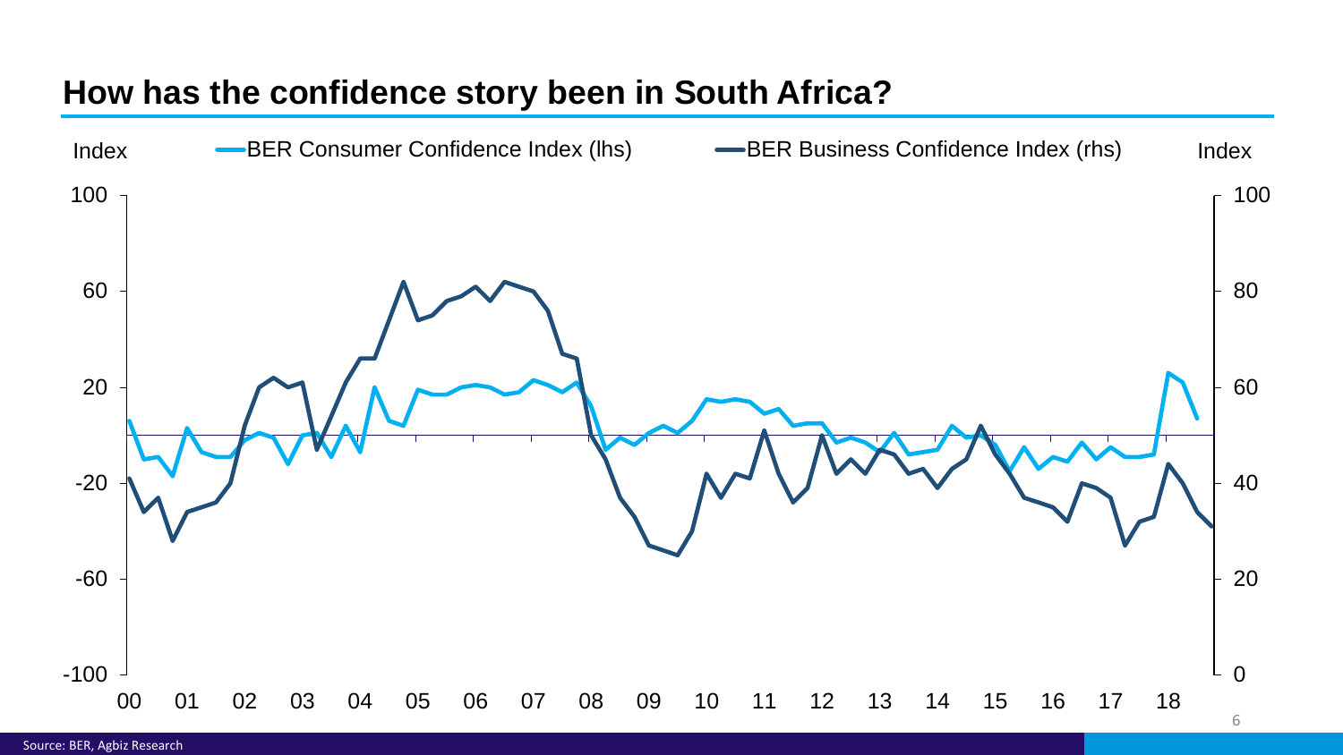# How has the confidence story been in South Africa?

Index — BER Consumer Confidence Index (lhs) — BER Business Confidence Index (rhs) — Index

Left axis: 100, 60, 20, -20, -60, -100

Right axis: 100, 80, 60, 40, 20, 0

00 01 02 03 04 05 06 07 08 09 10 11 12 13 14 15 16 17 18

Source: BER, Agbiz Research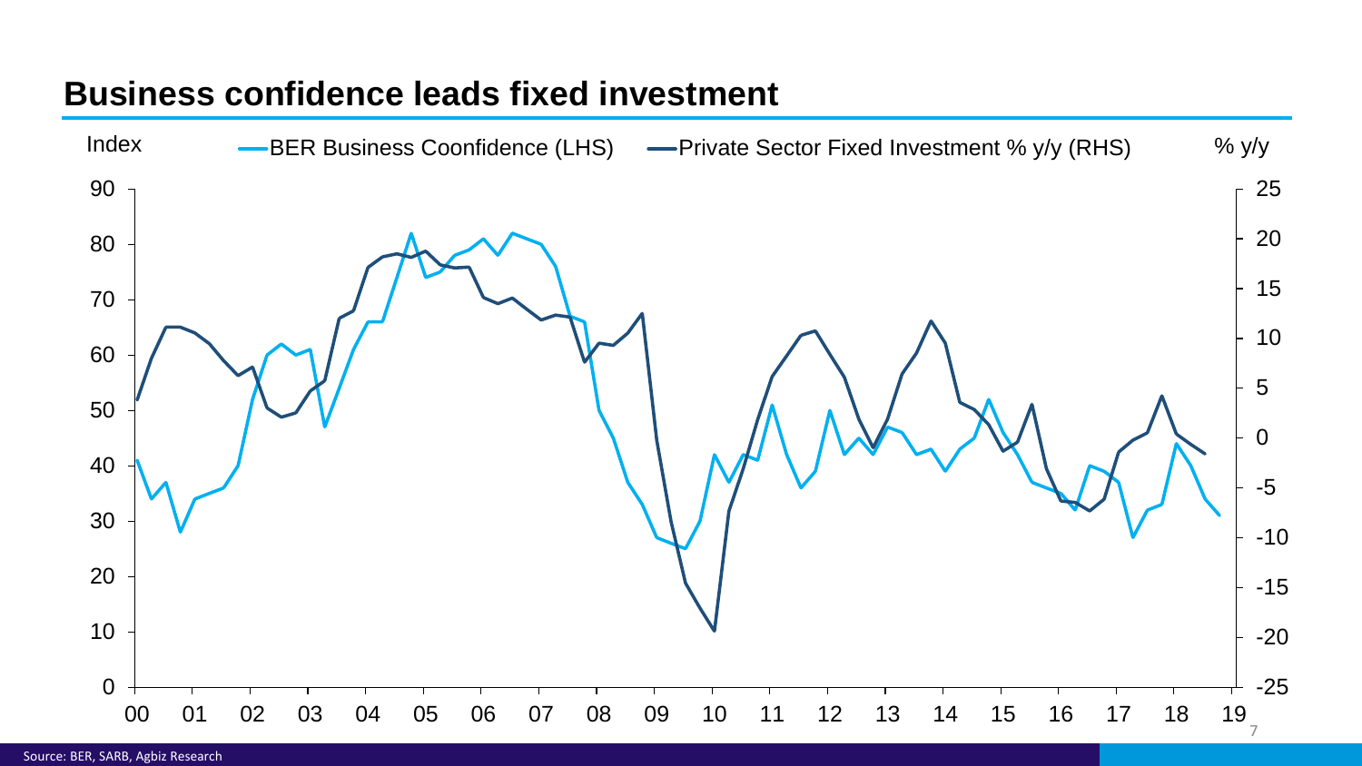# Business confidence leads fixed investment

Index — BER Business Coonfidence (LHS) — Private Sector Fixed Investment % y/y (RHS) — % y/y

Source: BER, SARB, Agbiz Research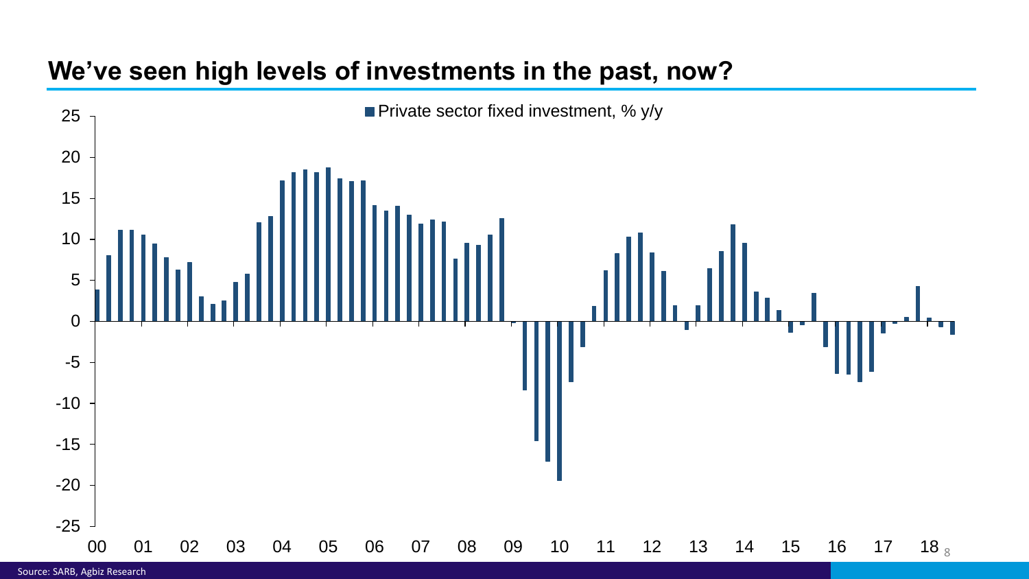# We've seen high levels of investments in the past, now?

Private sector fixed investment, % y/y

Source: SARB, Agbiz Research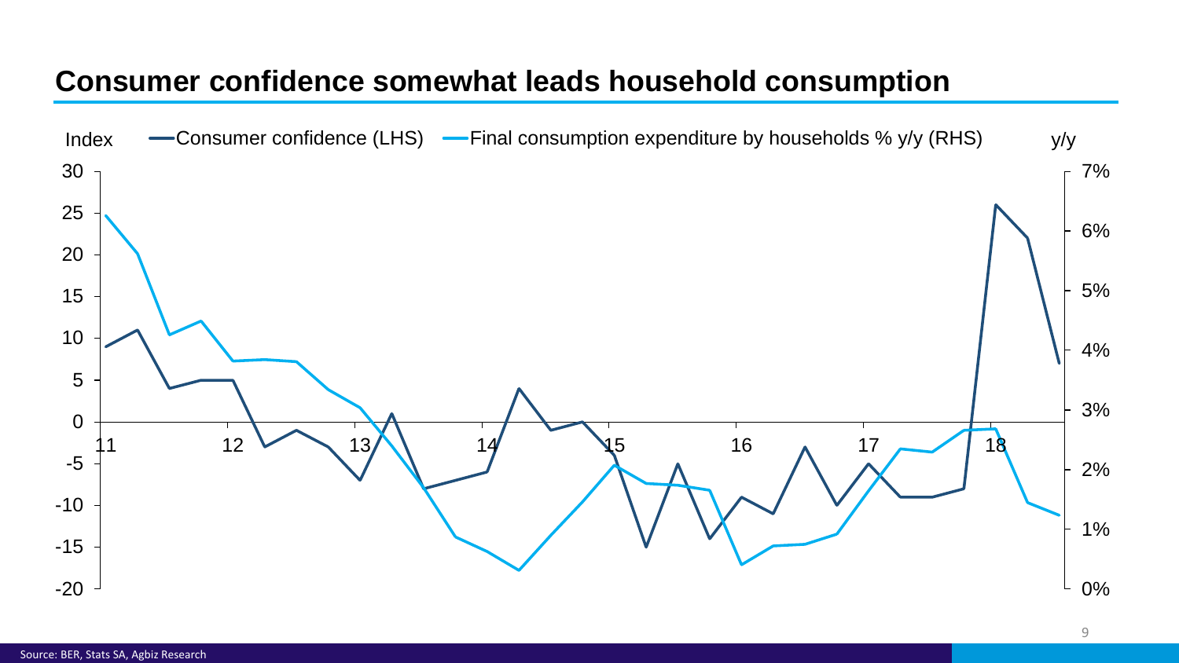# Consumer confidence somewhat leads household consumption

Index — Consumer confidence (LHS) — Final consumption expenditure by households % y/y (RHS) y/y

Source: BER, Stats SA, Agbiz Research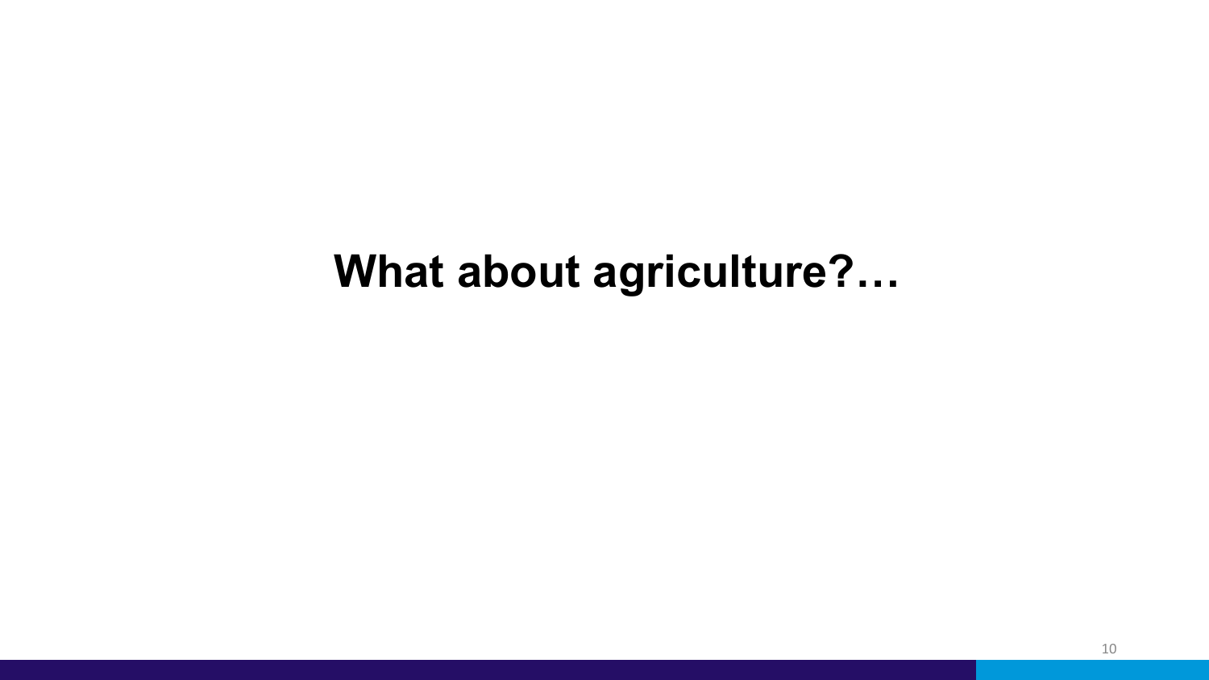# What about agriculture?…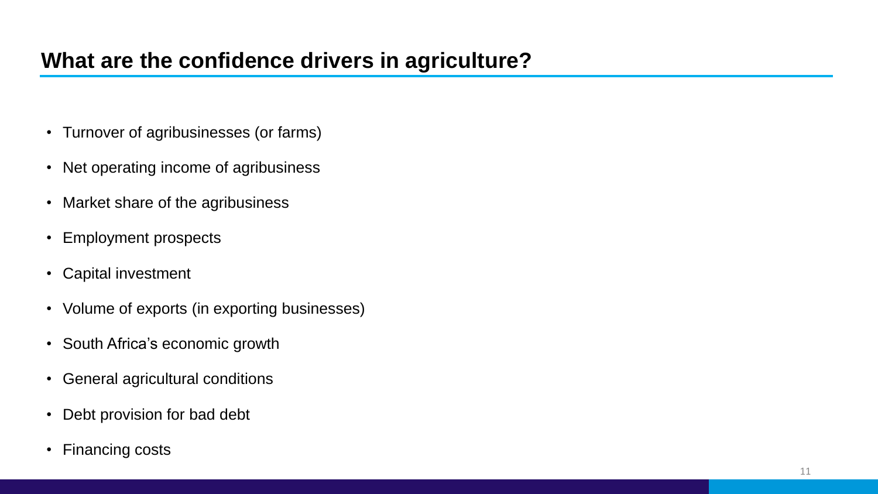# What are the confidence drivers in agriculture?

- Turnover of agribusinesses (or farms)
- Net operating income of agribusiness
- Market share of the agribusiness
- Employment prospects
- Capital investment
- Volume of exports (in exporting businesses)
- South Africa's economic growth
- General agricultural conditions
- Debt provision for bad debt
- Financing costs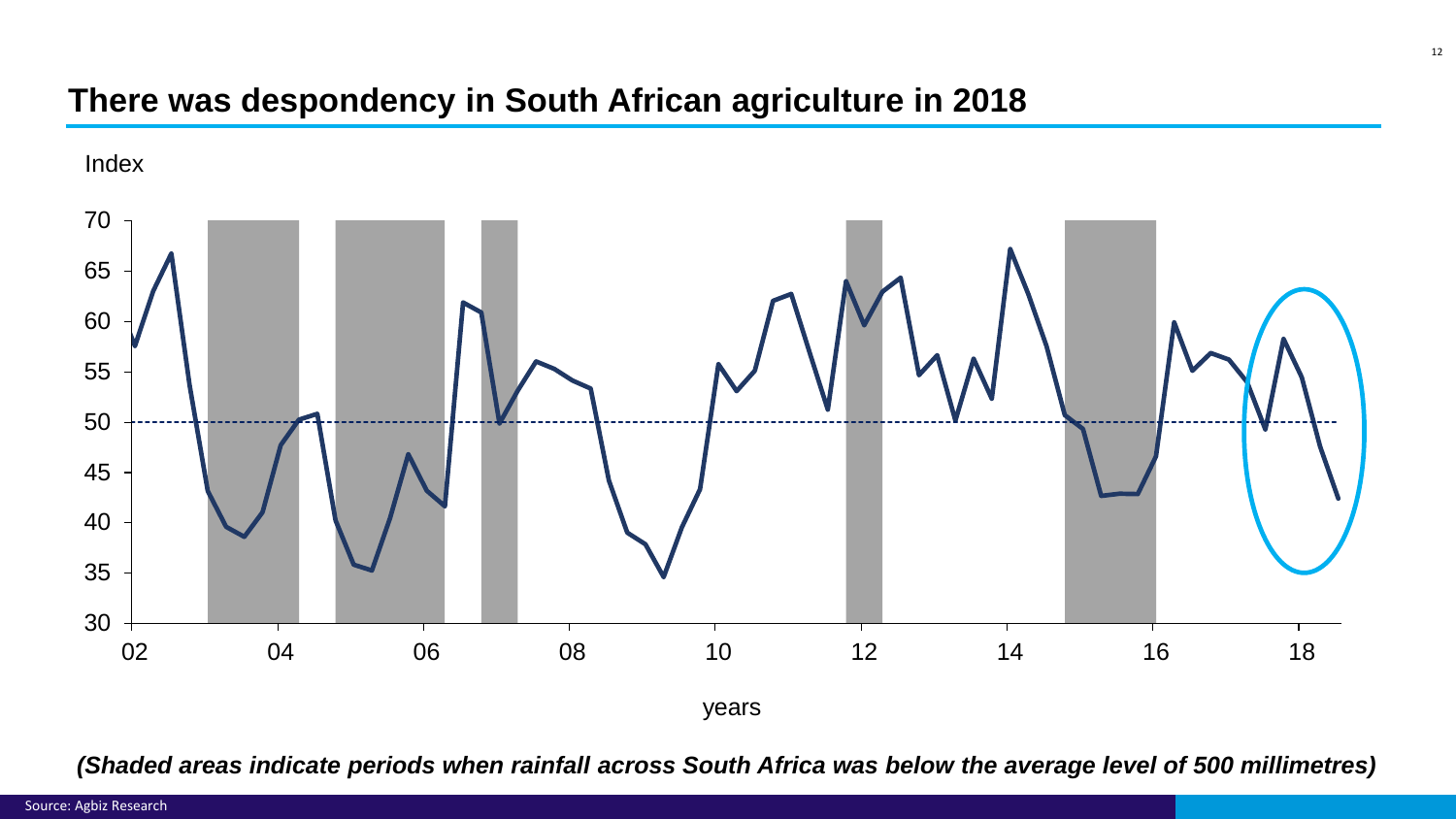## There was despondency in South African agriculture in 2018

Index

70
65
60
55
50
45
40
35
30

02 04 06 08 10 12 14 16 18

years

***(Shaded areas indicate periods when rainfall across South Africa was below the average level of 500 millimetres)***

Source: Agbiz Research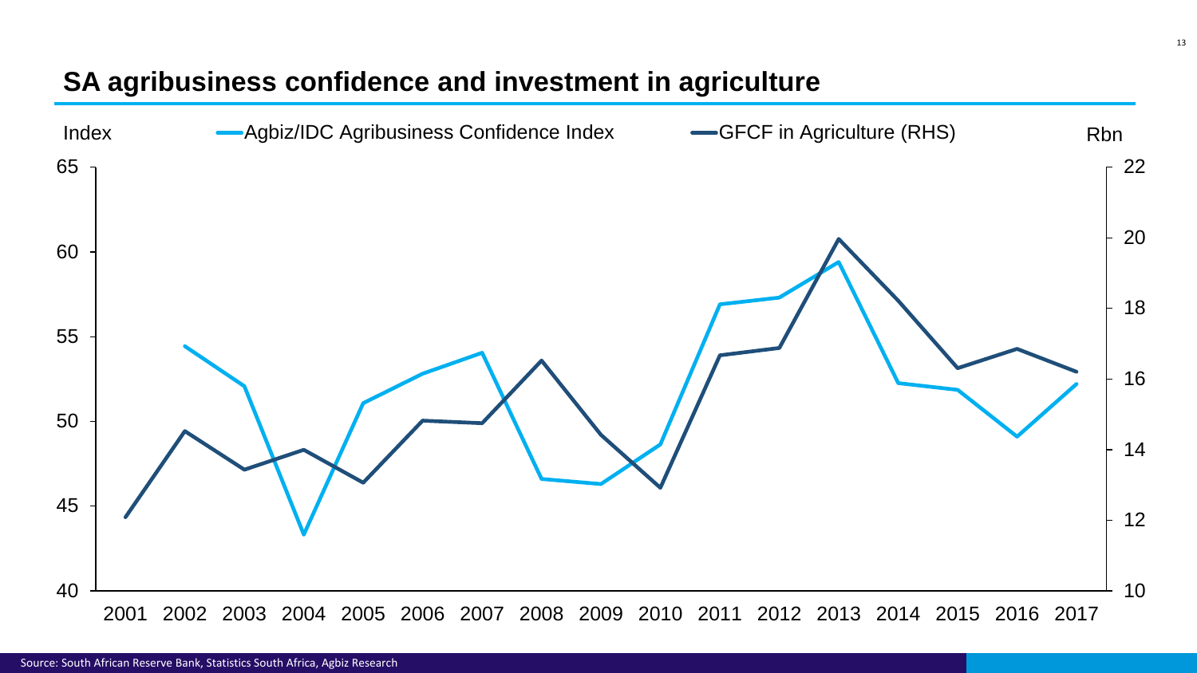## SA agribusiness confidence and investment in agriculture

Index — Agbiz/IDC Agribusiness Confidence Index — GFCF in Agriculture (RHS) — Rbn

Source: South African Reserve Bank, Statistics South Africa, Agbiz Research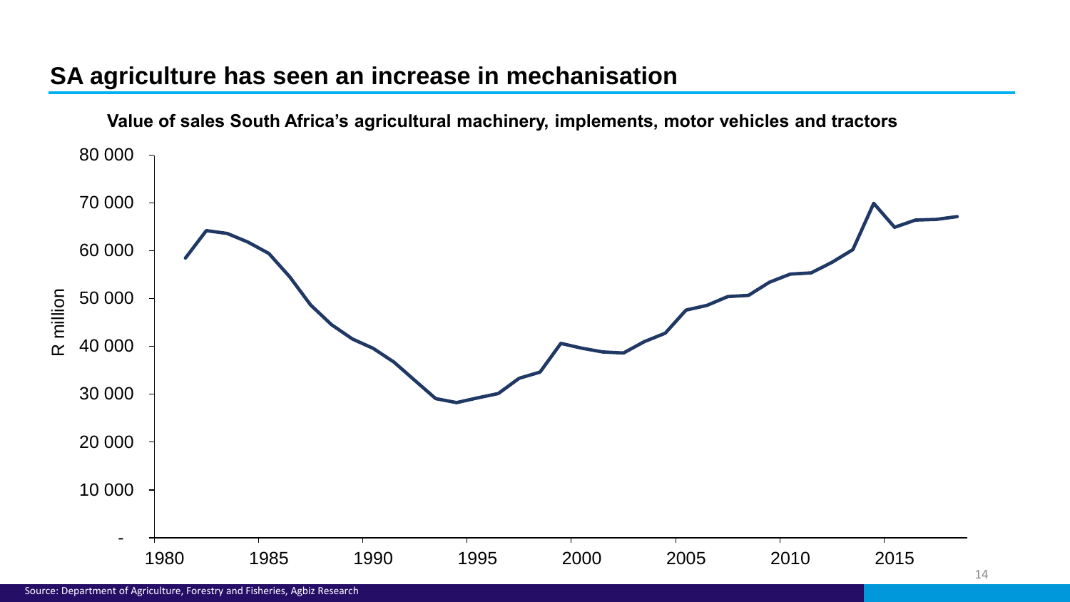# SA agriculture has seen an increase in mechanisation

**Value of sales South Africa's agricultural machinery, implements, motor vehicles and tractors**

Source: Department of Agriculture, Forestry and Fisheries, Agbiz Research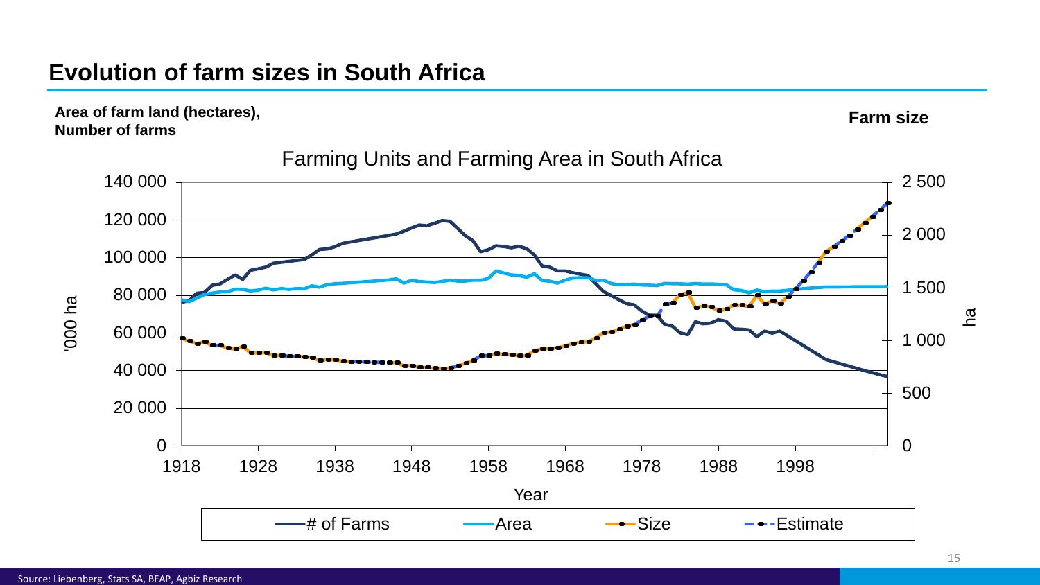# Evolution of farm sizes in South Africa

**Area of farm land (hectares), Number of farms**

**Farm size**

Farming Units and Farming Area in South Africa

Source: Liebenberg, Stats SA, BFAP, Agbiz Research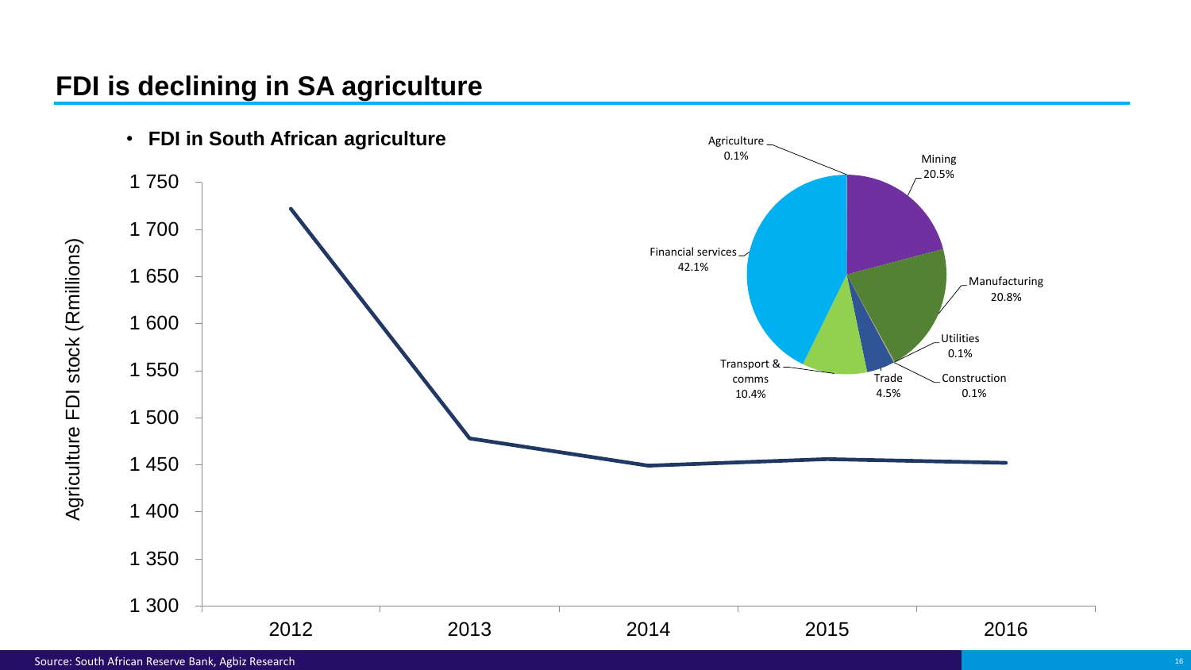# FDI is declining in SA agriculture

- **FDI in South African agriculture**

Agriculture FDI stock (Rmillions)

| Year | Agriculture FDI stock (Rmillions) |
|---|---|
| 2012 | ~1 722 |
| 2013 | ~1 478 |
| 2014 | ~1 449 |
| 2015 | ~1 456 |
| 2016 | ~1 452 |

| Sector | Share |
|---|---|
| Agriculture | 0.1% |
| Mining | 20.5% |
| Manufacturing | 20.8% |
| Utilities | 0.1% |
| Construction | 0.1% |
| Trade | 4.5% |
| Transport & comms | 10.4% |
| Financial services | 42.1% |

Source: South African Reserve Bank, Agbiz Research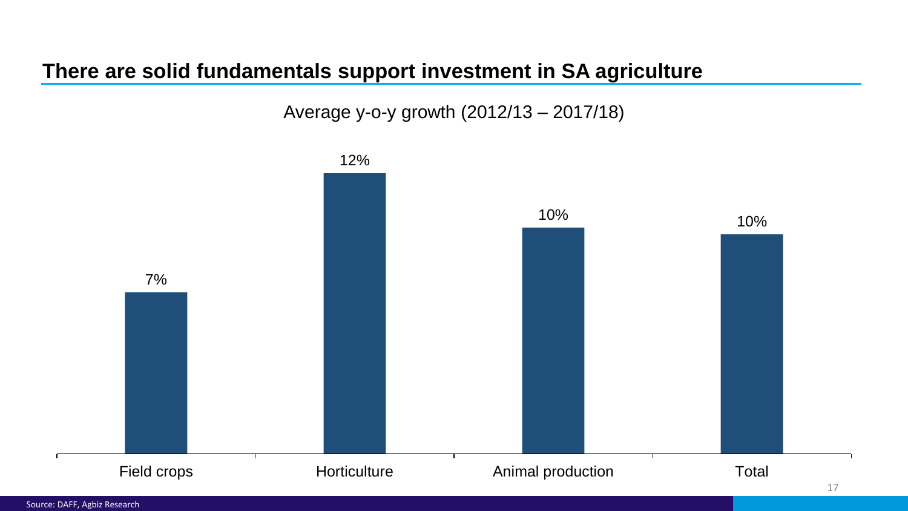## There are solid fundamentals support investment in SA agriculture

Average y-o-y growth (2012/13 – 2017/18)

| Field crops | Horticulture | Animal production | Total |
|---|---|---|---|
| 7% | 12% | 10% | 10% |

Source: DAFF, Agbiz Research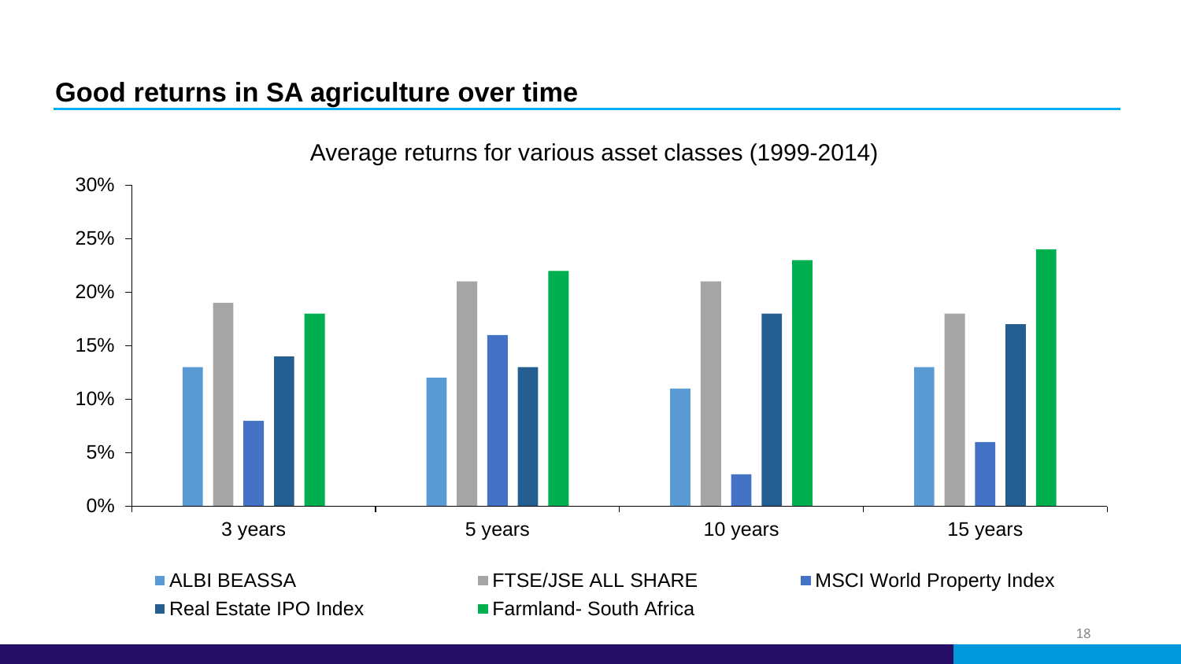## Good returns in SA agriculture over time

Average returns for various asset classes (1999-2014)

| | ALBI BEASSA | FTSE/JSE ALL SHARE | MSCI World Property Index | Real Estate IPO Index | Farmland- South Africa |
|---|---|---|---|---|---|
| 3 years | 13% | 19% | 8% | 14% | 18% |
| 5 years | 12% | 21% | 16% | 13% | 22% |
| 10 years | 11% | 21% | 3% | 18% | 23% |
| 15 years | 13% | 18% | 6% | 17% | 24% |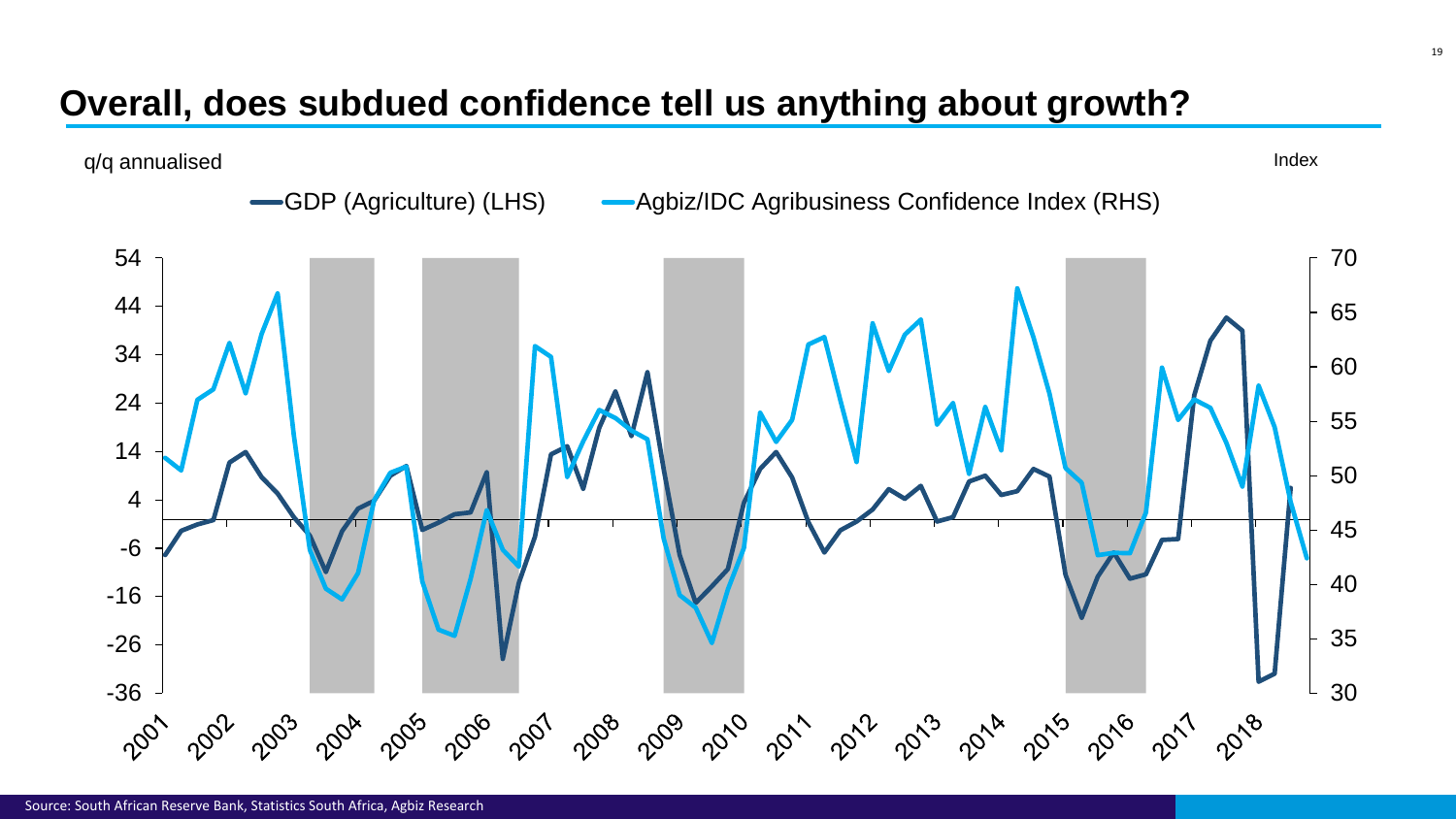# Overall, does subdued confidence tell us anything about growth?

q/q annualised

Index

GDP (Agriculture) (LHS) — Agbiz/IDC Agribusiness Confidence Index (RHS)

Source: South African Reserve Bank, Statistics South Africa, Agbiz Research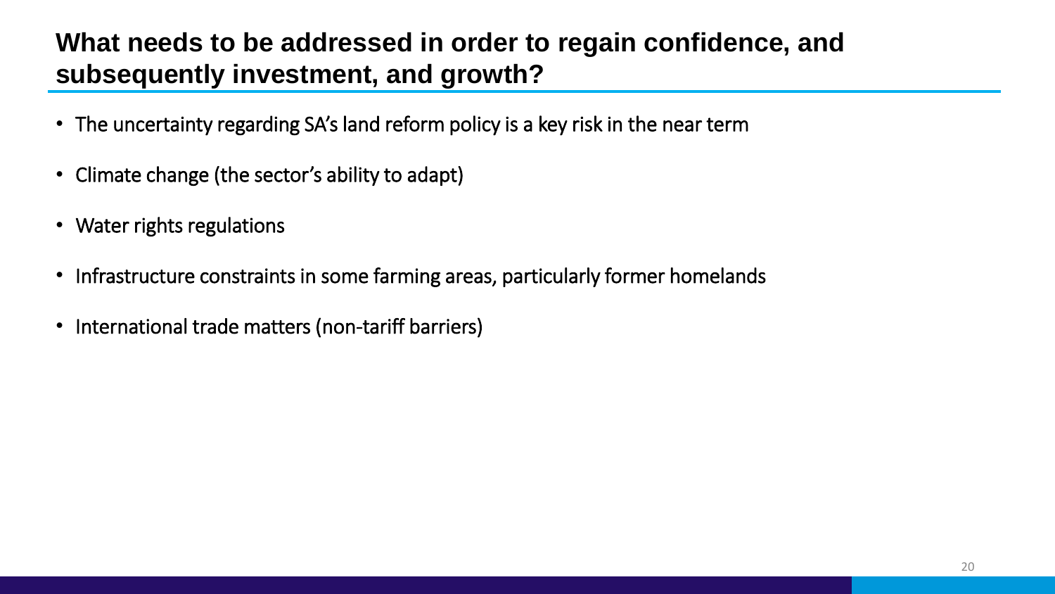# What needs to be addressed in order to regain confidence, and subsequently investment, and growth?

- The uncertainty regarding SA's land reform policy is a key risk in the near term
- Climate change (the sector's ability to adapt)
- Water rights regulations
- Infrastructure constraints in some farming areas, particularly former homelands
- International trade matters (non-tariff barriers)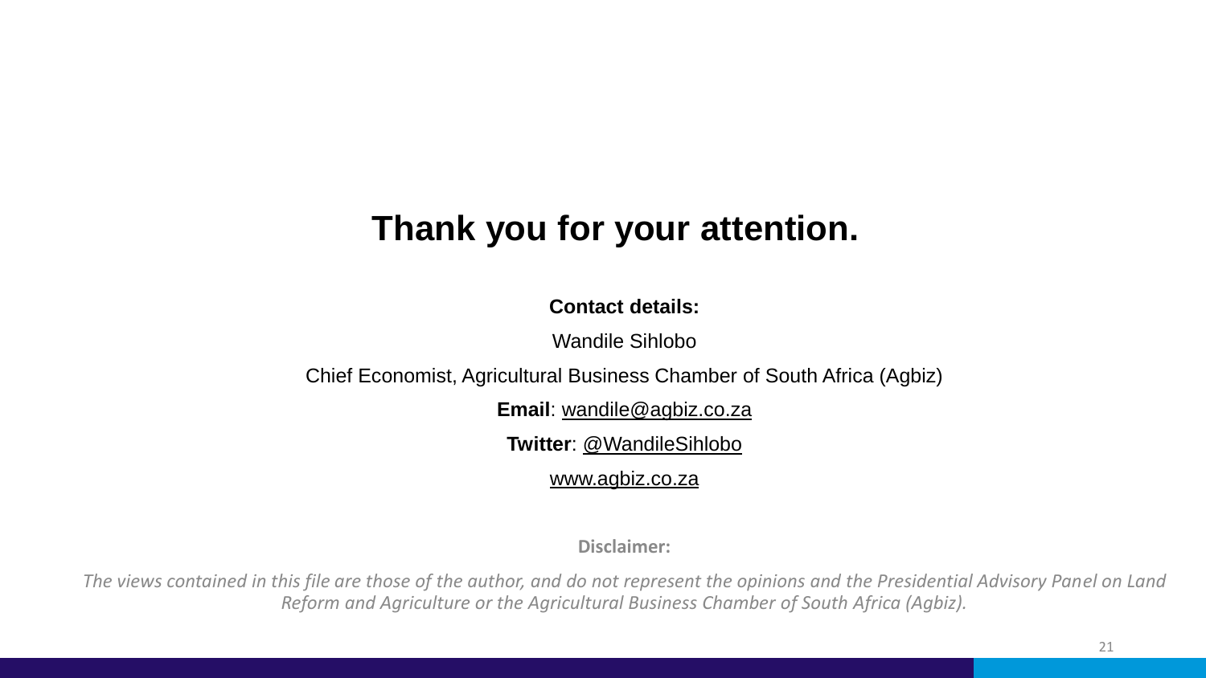# Thank you for your attention.

**Contact details:**

Wandile Sihlobo

Chief Economist, Agricultural Business Chamber of South Africa (Agbiz)

**Email**: wandile@agbiz.co.za

**Twitter**: @WandileSihlobo

www.agbiz.co.za

**Disclaimer:**

*The views contained in this file are those of the author, and do not represent the opinions and the Presidential Advisory Panel on Land Reform and Agriculture or the Agricultural Business Chamber of South Africa (Agbiz).*